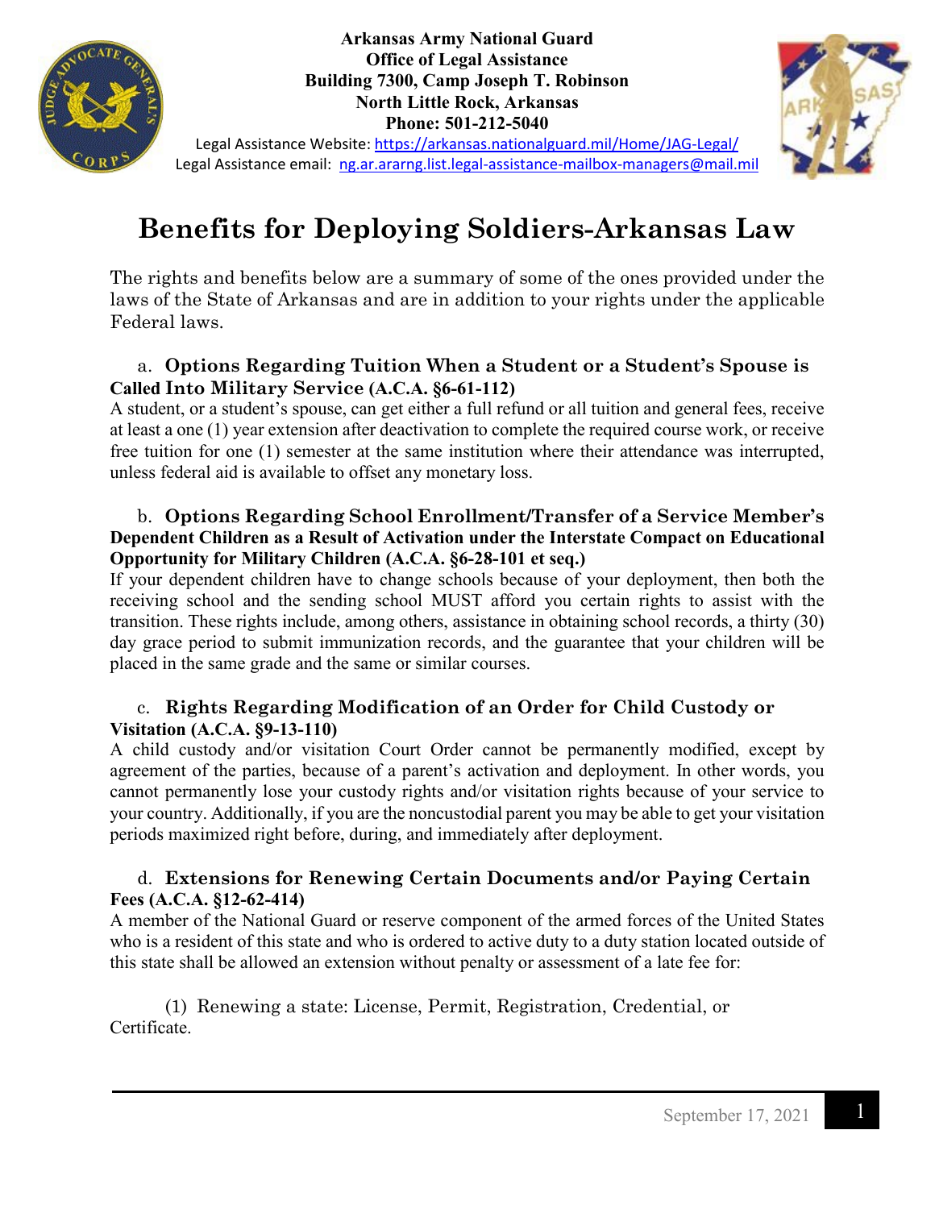**Arkansas Army National Guard**
**Office of Legal Assistance**
**Building 7300, Camp Joseph T. Robinson**
**North Little Rock, Arkansas**
**Phone: 501-212-5040**

Legal Assistance Website: https://arkansas.nationalguard.mil/Home/JAG-Legal/
Legal Assistance email: ng.ar.ararng.list.legal-assistance-mailbox-managers@mail.mil

# Benefits for Deploying Soldiers-Arkansas Law

The rights and benefits below are a summary of some of the ones provided under the laws of the State of Arkansas and are in addition to your rights under the applicable Federal laws.

### a. Options Regarding Tuition When a Student or a Student's Spouse is Called Into Military Service (A.C.A. §6-61-112)

A student, or a student's spouse, can get either a full refund or all tuition and general fees, receive at least a one (1) year extension after deactivation to complete the required course work, or receive free tuition for one (1) semester at the same institution where their attendance was interrupted, unless federal aid is available to offset any monetary loss.

### b. Options Regarding School Enrollment/Transfer of a Service Member's Dependent Children as a Result of Activation under the Interstate Compact on Educational Opportunity for Military Children (A.C.A. §6-28-101 et seq.)

If your dependent children have to change schools because of your deployment, then both the receiving school and the sending school MUST afford you certain rights to assist with the transition. These rights include, among others, assistance in obtaining school records, a thirty (30) day grace period to submit immunization records, and the guarantee that your children will be placed in the same grade and the same or similar courses.

### c. Rights Regarding Modification of an Order for Child Custody or Visitation (A.C.A. §9-13-110)

A child custody and/or visitation Court Order cannot be permanently modified, except by agreement of the parties, because of a parent's activation and deployment. In other words, you cannot permanently lose your custody rights and/or visitation rights because of your service to your country. Additionally, if you are the noncustodial parent you may be able to get your visitation periods maximized right before, during, and immediately after deployment.

### d. Extensions for Renewing Certain Documents and/or Paying Certain Fees (A.C.A. §12-62-414)

A member of the National Guard or reserve component of the armed forces of the United States who is a resident of this state and who is ordered to active duty to a duty station located outside of this state shall be allowed an extension without penalty or assessment of a late fee for:

(1) Renewing a state: License, Permit, Registration, Credential, or Certificate.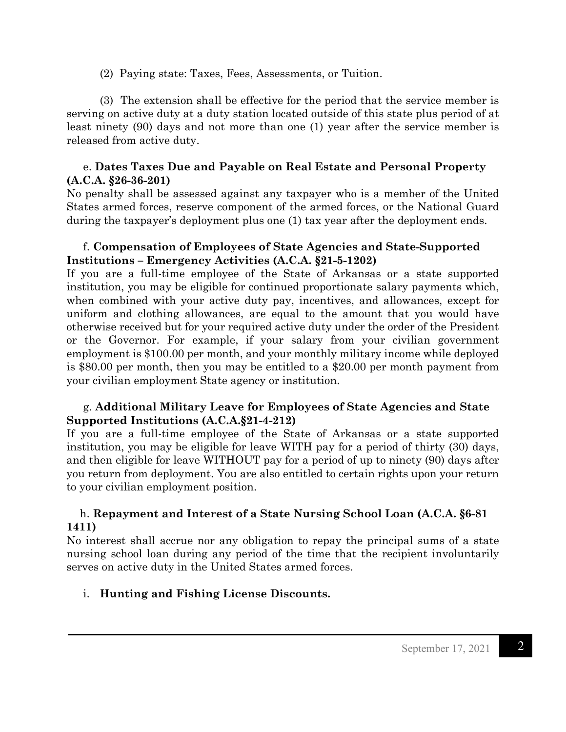(2) Paying state: Taxes, Fees, Assessments, or Tuition.

(3) The extension shall be effective for the period that the service member is serving on active duty at a duty station located outside of this state plus period of at least ninety (90) days and not more than one (1) year after the service member is released from active duty.

e. **Dates Taxes Due and Payable on Real Estate and Personal Property (A.C.A. §26-36-201)**

No penalty shall be assessed against any taxpayer who is a member of the United States armed forces, reserve component of the armed forces, or the National Guard during the taxpayer's deployment plus one (1) tax year after the deployment ends.

f. **Compensation of Employees of State Agencies and State-Supported Institutions – Emergency Activities (A.C.A. §21-5-1202)**

If you are a full-time employee of the State of Arkansas or a state supported institution, you may be eligible for continued proportionate salary payments which, when combined with your active duty pay, incentives, and allowances, except for uniform and clothing allowances, are equal to the amount that you would have otherwise received but for your required active duty under the order of the President or the Governor. For example, if your salary from your civilian government employment is $100.00 per month, and your monthly military income while deployed is $80.00 per month, then you may be entitled to a $20.00 per month payment from your civilian employment State agency or institution.

g. **Additional Military Leave for Employees of State Agencies and State Supported Institutions (A.C.A.§21-4-212)**

If you are a full-time employee of the State of Arkansas or a state supported institution, you may be eligible for leave WITH pay for a period of thirty (30) days, and then eligible for leave WITHOUT pay for a period of up to ninety (90) days after you return from deployment. You are also entitled to certain rights upon your return to your civilian employment position.

h. **Repayment and Interest of a State Nursing School Loan (A.C.A. §6-81 1411)**

No interest shall accrue nor any obligation to repay the principal sums of a state nursing school loan during any period of the time that the recipient involuntarily serves on active duty in the United States armed forces.

i. **Hunting and Fishing License Discounts.**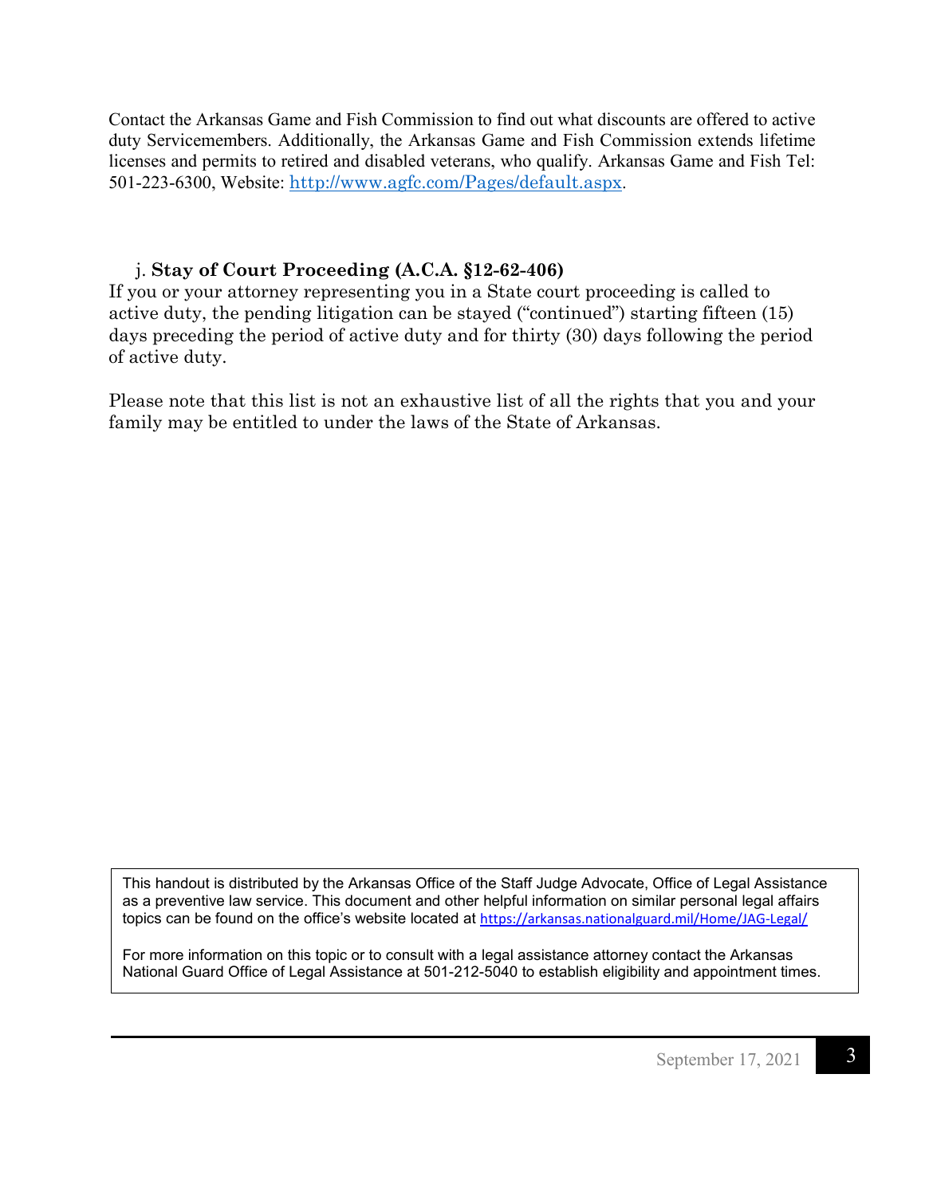Contact the Arkansas Game and Fish Commission to find out what discounts are offered to active duty Servicemembers. Additionally, the Arkansas Game and Fish Commission extends lifetime licenses and permits to retired and disabled veterans, who qualify. Arkansas Game and Fish Tel: 501-223-6300, Website: [http://www.agfc.com/Pages/default.aspx](http://www.agfc.com/Pages/default.aspx).

j. **Stay of Court Proceeding (A.C.A. §12-62-406)**

If you or your attorney representing you in a State court proceeding is called to active duty, the pending litigation can be stayed ("continued") starting fifteen (15) days preceding the period of active duty and for thirty (30) days following the period of active duty.

Please note that this list is not an exhaustive list of all the rights that you and your family may be entitled to under the laws of the State of Arkansas.

> This handout is distributed by the Arkansas Office of the Staff Judge Advocate, Office of Legal Assistance as a preventive law service. This document and other helpful information on similar personal legal affairs topics can be found on the office's website located at [https://arkansas.nationalguard.mil/Home/JAG-Legal/](https://arkansas.nationalguard.mil/Home/JAG-Legal/)
>
> For more information on this topic or to consult with a legal assistance attorney contact the Arkansas National Guard Office of Legal Assistance at 501-212-5040 to establish eligibility and appointment times.

September 17, 2021